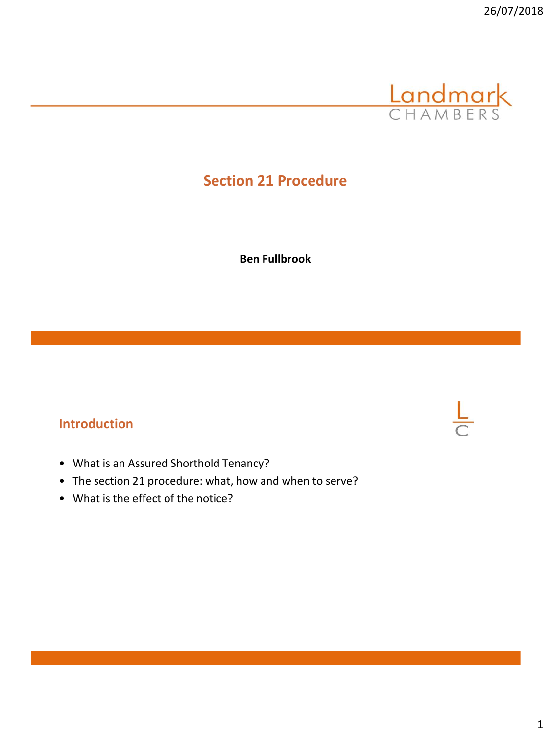# Section 21 Procedure

**Ben Fullbrook**

## Introduction

- What is an Assured Shorthold Tenancy?
- The section 21 procedure: what, how and when to serve?
- What is the effect of the notice?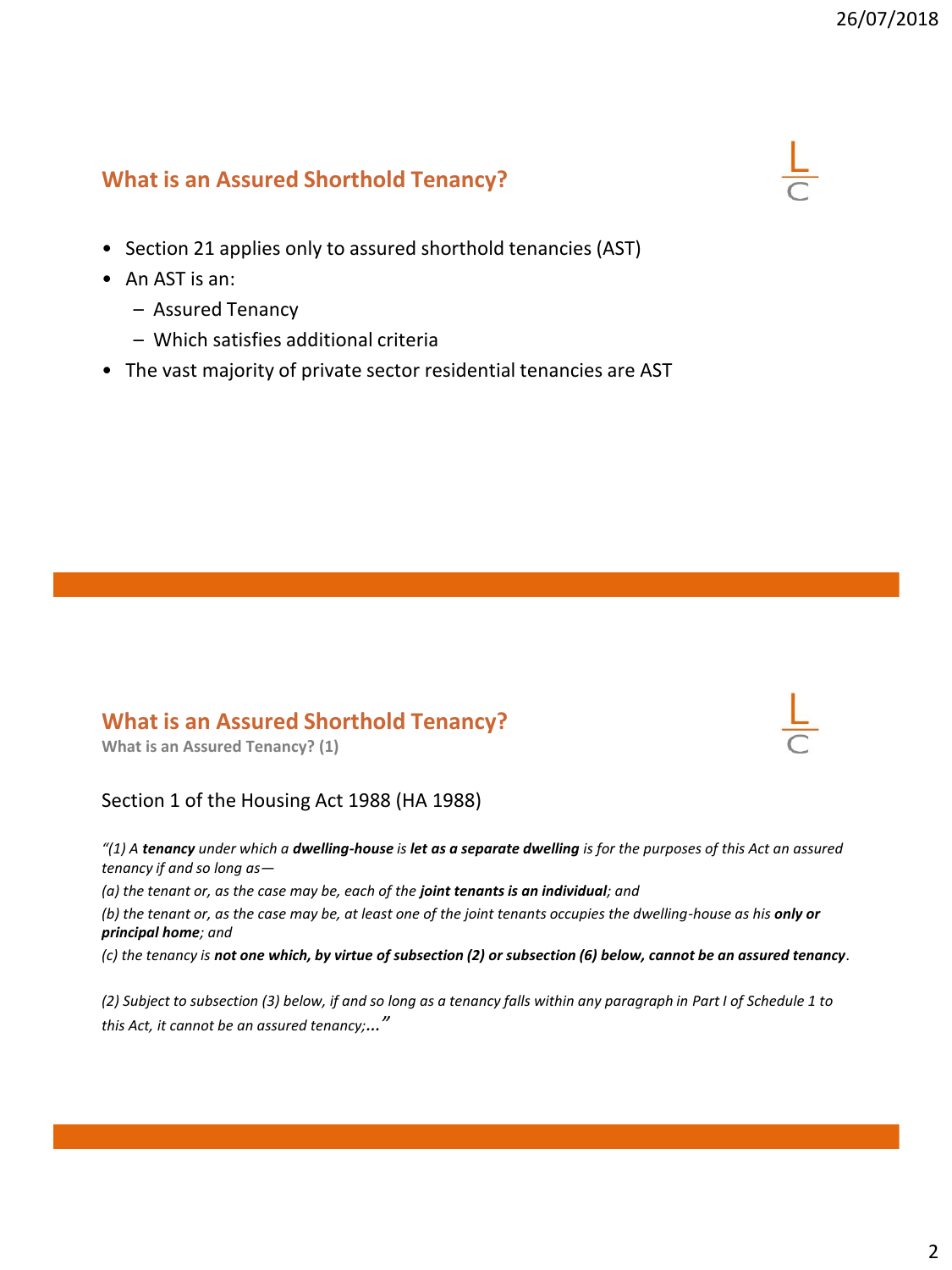## What is an Assured Shorthold Tenancy?

- Section 21 applies only to assured shorthold tenancies (AST)
- An AST is an:
  - Assured Tenancy
  - Which satisfies additional criteria
- The vast majority of private sector residential tenancies are AST

## What is an Assured Shorthold Tenancy?

**What is an Assured Tenancy? (1)**

Section 1 of the Housing Act 1988 (HA 1988)

*"(1) A **tenancy** under which a **dwelling-house** is **let as a separate dwelling** is for the purposes of this Act an assured tenancy if and so long as—*

*(a) the tenant or, as the case may be, each of the **joint tenants is an individual**; and*

*(b) the tenant or, as the case may be, at least one of the joint tenants occupies the dwelling-house as his **only or principal home**; and*

*(c) the tenancy is **not one which, by virtue of subsection (2) or subsection (6) below, cannot be an assured tenancy**.*

*(2) Subject to subsection (3) below, if and so long as a tenancy falls within any paragraph in Part I of Schedule 1 to this Act, it cannot be an assured tenancy;..."*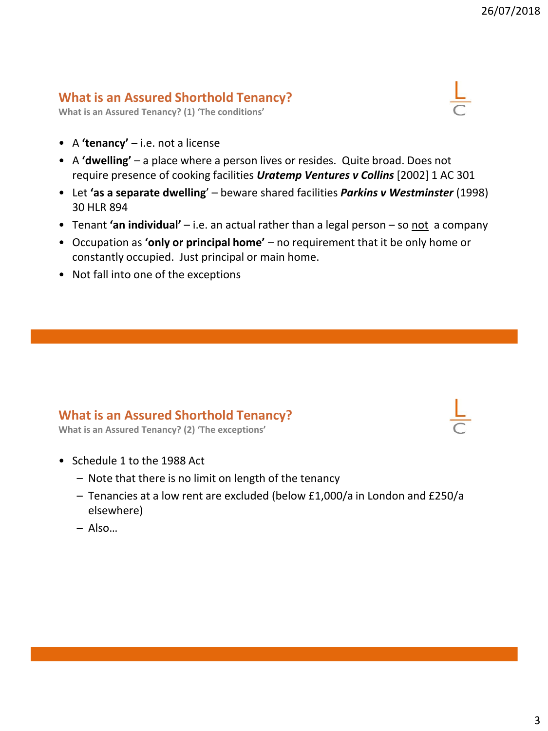## What is an Assured Shorthold Tenancy?

### What is an Assured Tenancy? (1) 'The conditions'

- A **'tenancy'** – i.e. not a license
- A **'dwelling'** – a place where a person lives or resides. Quite broad. Does not require presence of cooking facilities ***Uratemp Ventures v Collins*** [2002] 1 AC 301
- Let **'as a separate dwelling'** – beware shared facilities ***Parkins v Westminster*** (1998) 30 HLR 894
- Tenant **'an individual'** – i.e. an actual rather than a legal person – so <u>not</u> a company
- Occupation as **'only or principal home'** – no requirement that it be only home or constantly occupied. Just principal or main home.
- Not fall into one of the exceptions

## What is an Assured Shorthold Tenancy?

### What is an Assured Tenancy? (2) 'The exceptions'

- Schedule 1 to the 1988 Act
  - Note that there is no limit on length of the tenancy
  - Tenancies at a low rent are excluded (below £1,000/a in London and £250/a elsewhere)
  - Also…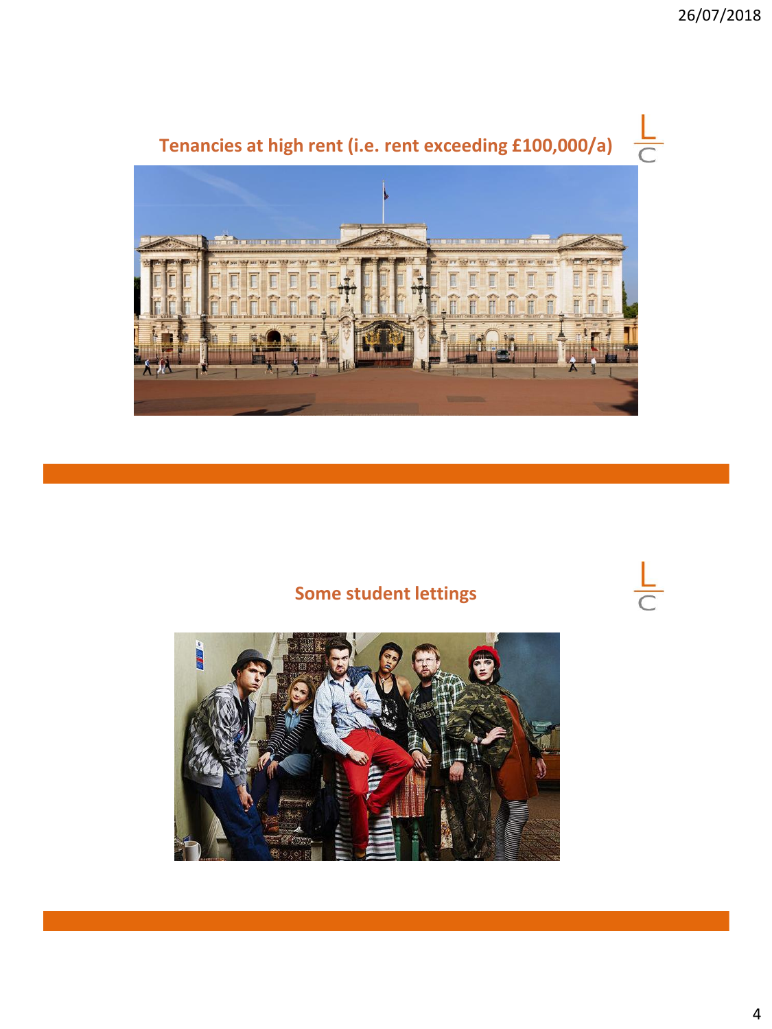## Tenancies at high rent (i.e. rent exceeding £100,000/a)

## Some student lettings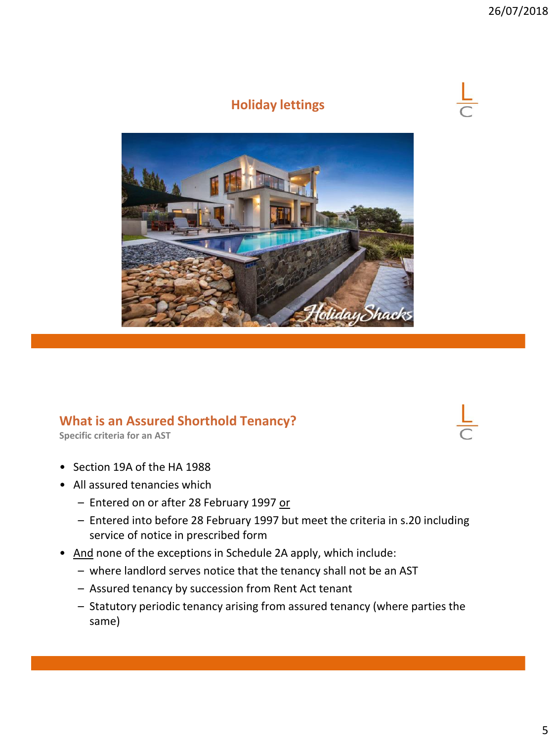## Holiday lettings

## What is an Assured Shorthold Tenancy?

**Specific criteria for an AST**

- Section 19A of the HA 1988
- All assured tenancies which
  - Entered on or after 28 February 1997 <u>or</u>
  - Entered into before 28 February 1997 but meet the criteria in s.20 including service of notice in prescribed form
- <u>And</u> none of the exceptions in Schedule 2A apply, which include:
  - where landlord serves notice that the tenancy shall not be an AST
  - Assured tenancy by succession from Rent Act tenant
  - Statutory periodic tenancy arising from assured tenancy (where parties the same)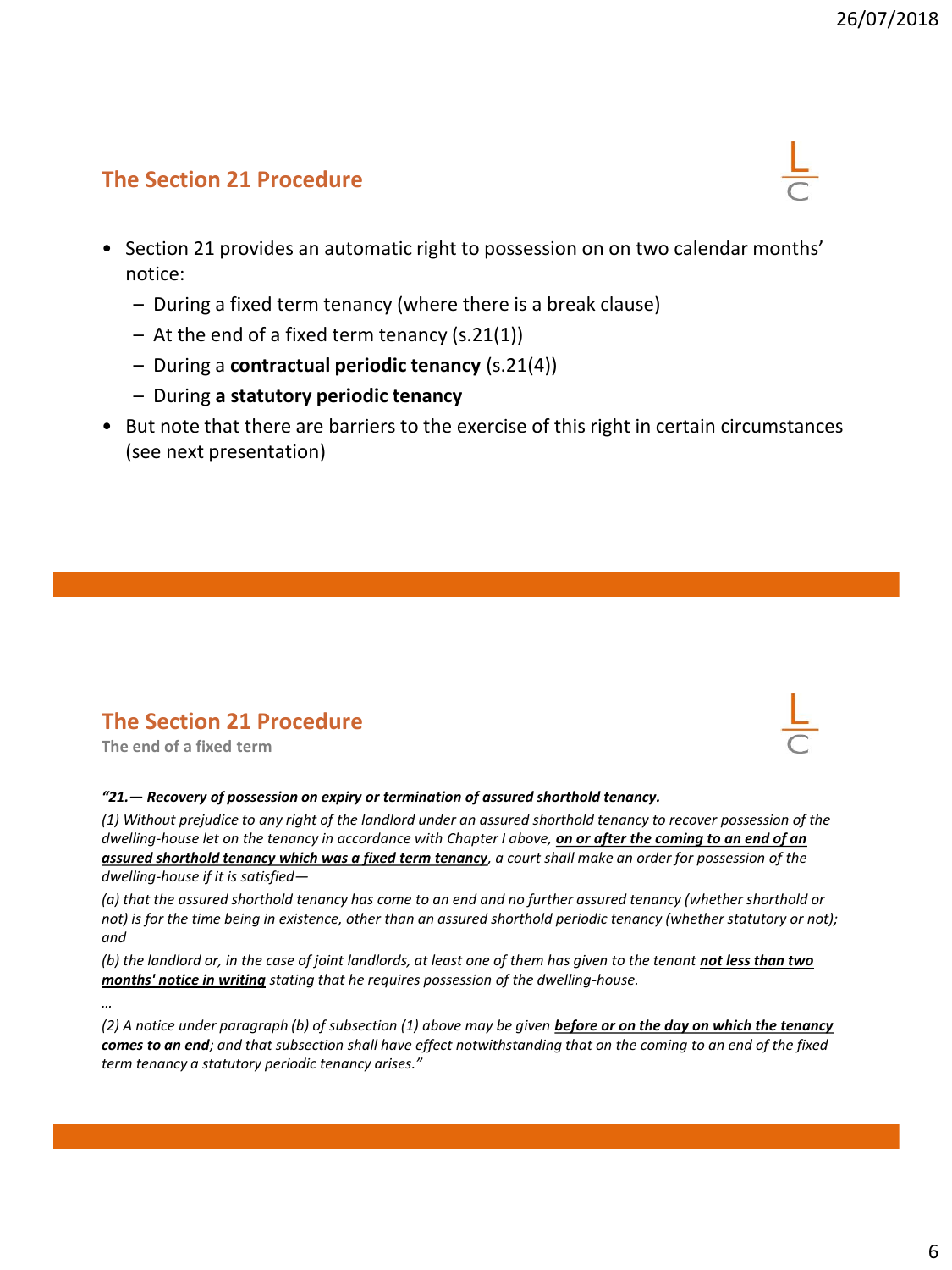## The Section 21 Procedure

- Section 21 provides an automatic right to possession on on two calendar months' notice:
  - During a fixed term tenancy (where there is a break clause)
  - At the end of a fixed term tenancy (s.21(1))
  - During a **contractual periodic tenancy** (s.21(4))
  - During **a statutory periodic tenancy**
- But note that there are barriers to the exercise of this right in certain circumstances (see next presentation)

## The Section 21 Procedure

**The end of a fixed term**

*"21.— Recovery of possession on expiry or termination of assured shorthold tenancy.*

*(1) Without prejudice to any right of the landlord under an assured shorthold tenancy to recover possession of the dwelling-house let on the tenancy in accordance with Chapter I above, **on or after the coming to an end of an assured shorthold tenancy which was a fixed term tenancy**, a court shall make an order for possession of the dwelling-house if it is satisfied—*

*(a) that the assured shorthold tenancy has come to an end and no further assured tenancy (whether shorthold or not) is for the time being in existence, other than an assured shorthold periodic tenancy (whether statutory or not); and*

*(b) the landlord or, in the case of joint landlords, at least one of them has given to the tenant **not less than two months' notice in writing** stating that he requires possession of the dwelling-house.*

*…*

*(2) A notice under paragraph (b) of subsection (1) above may be given **before or on the day on which the tenancy comes to an end**; and that subsection shall have effect notwithstanding that on the coming to an end of the fixed term tenancy a statutory periodic tenancy arises."*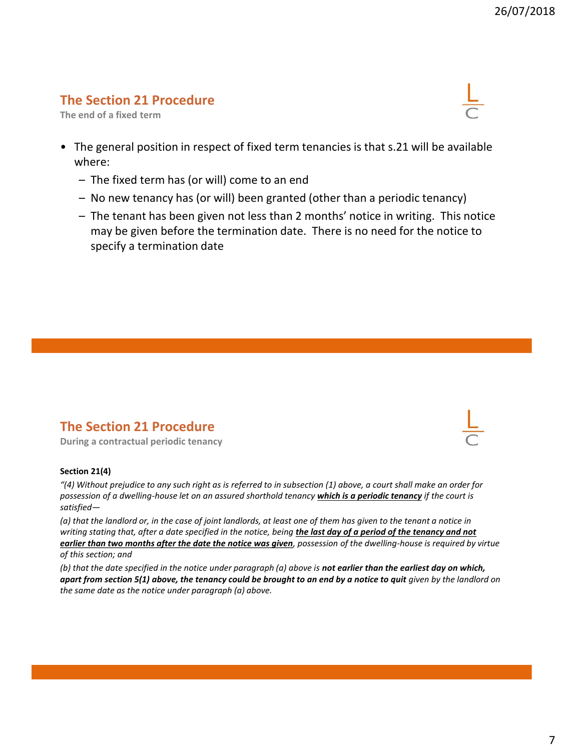## The Section 21 Procedure

### The end of a fixed term

- The general position in respect of fixed term tenancies is that s.21 will be available where:
  - The fixed term has (or will) come to an end
  - No new tenancy has (or will) been granted (other than a periodic tenancy)
  - The tenant has been given not less than 2 months' notice in writing. This notice may be given before the termination date. There is no need for the notice to specify a termination date

## The Section 21 Procedure

### During a contractual periodic tenancy

**Section 21(4)**

*"(4) Without prejudice to any such right as is referred to in subsection (1) above, a court shall make an order for possession of a dwelling-house let on an assured shorthold tenancy* ***which is a periodic tenancy*** *if the court is satisfied—*

*(a) that the landlord or, in the case of joint landlords, at least one of them has given to the tenant a notice in writing stating that, after a date specified in the notice, being* ***the last day of a period of the tenancy and not earlier than two months after the date the notice was given****, possession of the dwelling-house is required by virtue of this section; and*

*(b) that the date specified in the notice under paragraph (a) above is* ***not earlier than the earliest day on which, apart from section 5(1) above, the tenancy could be brought to an end by a notice to quit*** *given by the landlord on the same date as the notice under paragraph (a) above.*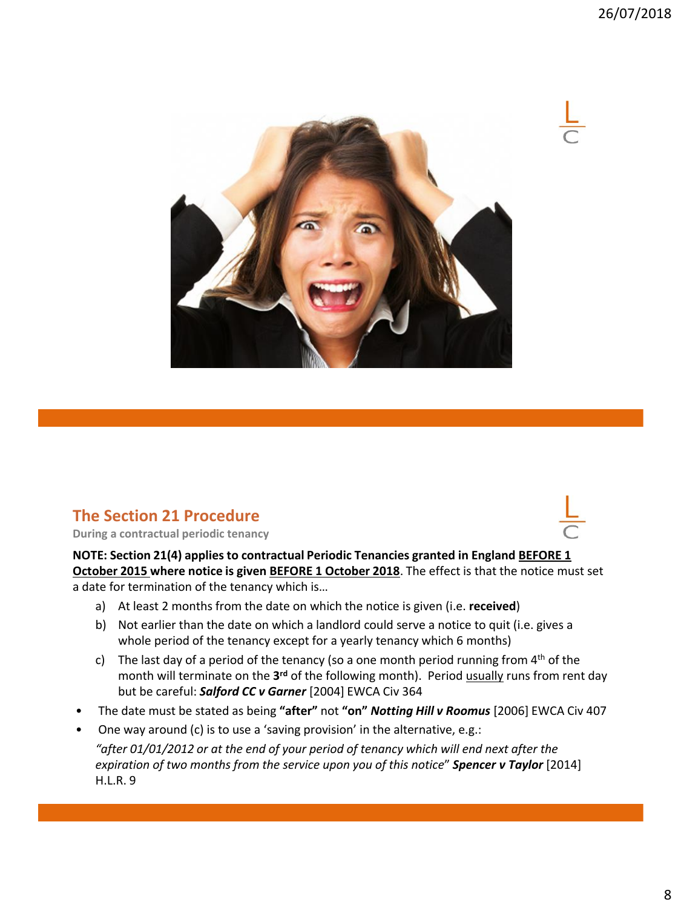## The Section 21 Procedure

**During a contractual periodic tenancy**

**NOTE: Section 21(4) applies to contractual Periodic Tenancies granted in England <u>BEFORE 1 October 2015</u> where notice is given <u>BEFORE 1 October 2018</u>**. The effect is that the notice must set a date for termination of the tenancy which is…

a) At least 2 months from the date on which the notice is given (i.e. **received**)

b) Not earlier than the date on which a landlord could serve a notice to quit (i.e. gives a whole period of the tenancy except for a yearly tenancy which 6 months)

c) The last day of a period of the tenancy (so a one month period running from 4th of the month will terminate on the **3rd** of the following month). Period <u>usually</u> runs from rent day but be careful: ***Salford CC v Garner*** [2004] EWCA Civ 364

- The date must be stated as being **"after"** not **"on"** ***Notting Hill v Roomus*** [2006] EWCA Civ 407
- One way around (c) is to use a 'saving provision' in the alternative, e.g.:

*"after 01/01/2012 or at the end of your period of tenancy which will end next after the expiration of two months from the service upon you of this notice"* ***Spencer v Taylor*** [2014] H.L.R. 9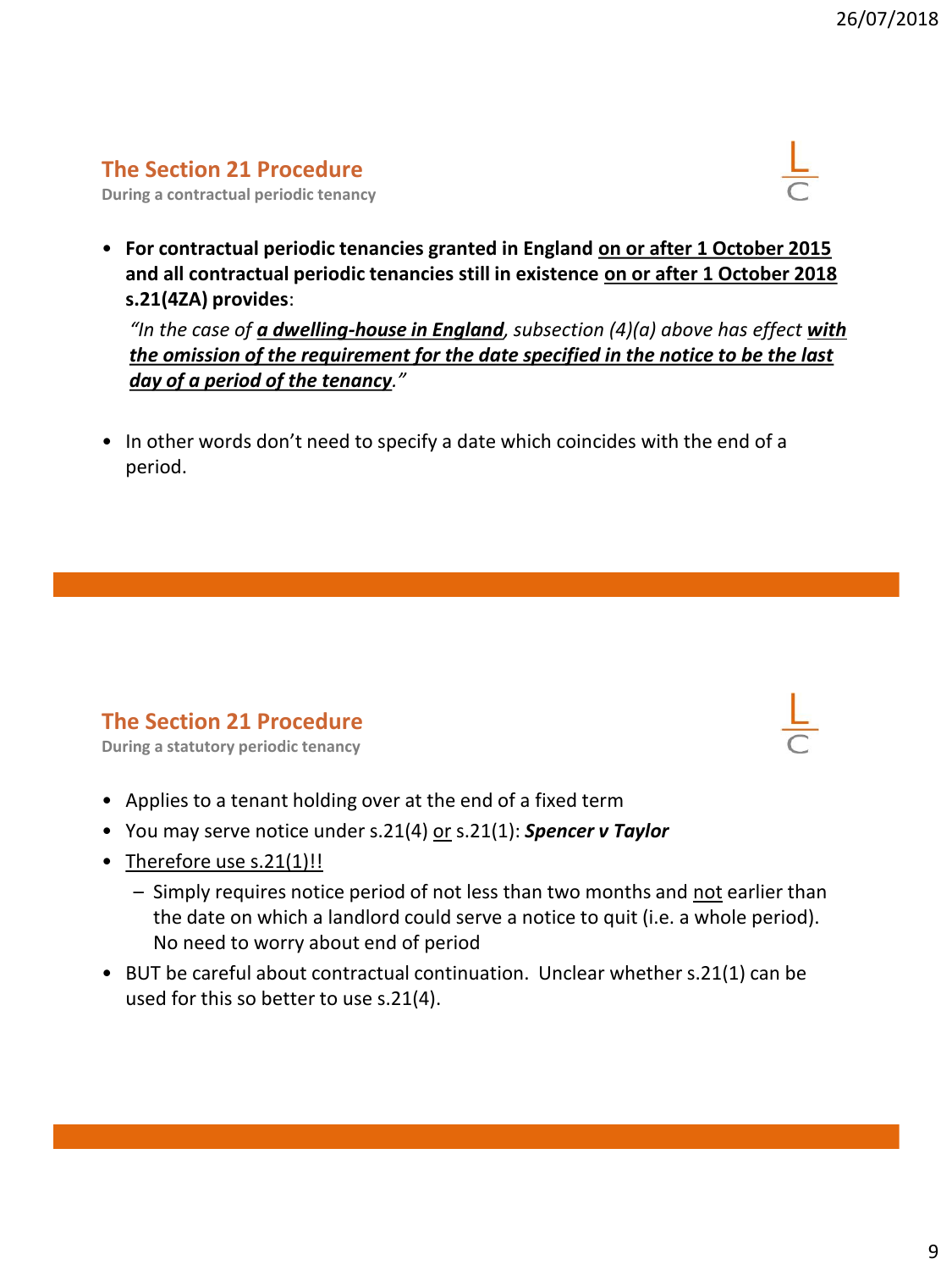## The Section 21 Procedure

**During a contractual periodic tenancy**

- **For contractual periodic tenancies granted in England <u>on or after 1 October 2015</u> and all contractual periodic tenancies still in existence <u>on or after 1 October 2018</u> s.21(4ZA) provides**:

  *"In the case of **<u>a dwelling-house in England</u>**, subsection (4)(a) above has effect **<u>with the omission of the requirement for the date specified in the notice to be the last day of a period of the tenancy</u>**."*

- In other words don't need to specify a date which coincides with the end of a period.

## The Section 21 Procedure

**During a statutory periodic tenancy**

- Applies to a tenant holding over at the end of a fixed term
- You may serve notice under s.21(4) <u>or</u> s.21(1): ***Spencer v Taylor***
- <u>Therefore use s.21(1)!!</u>
  - Simply requires notice period of not less than two months and <u>not</u> earlier than the date on which a landlord could serve a notice to quit (i.e. a whole period). No need to worry about end of period
- BUT be careful about contractual continuation. Unclear whether s.21(1) can be used for this so better to use s.21(4).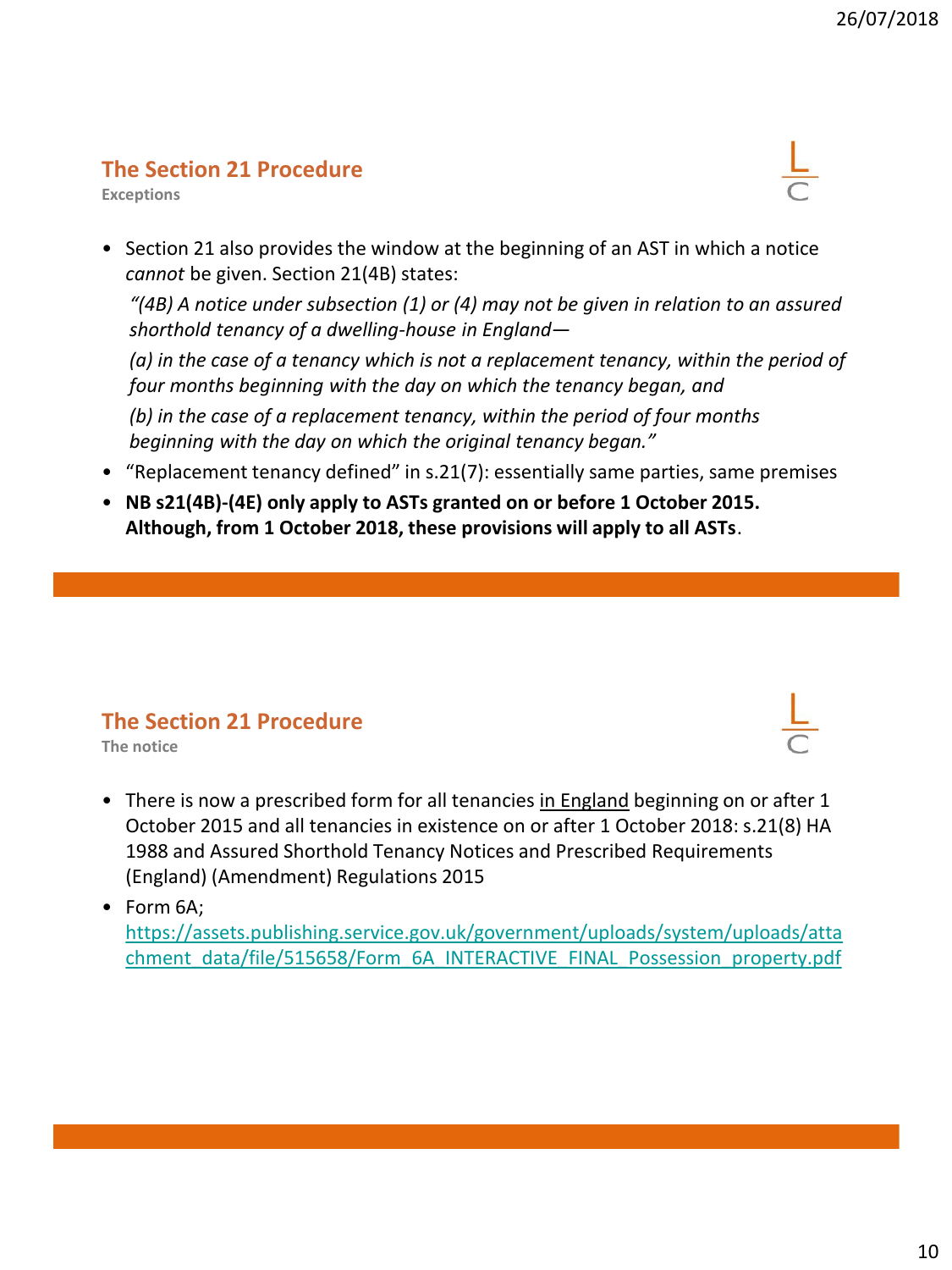## The Section 21 Procedure

### Exceptions

- Section 21 also provides the window at the beginning of an AST in which a notice *cannot* be given. Section 21(4B) states:

  *"(4B) A notice under subsection (1) or (4) may not be given in relation to an assured shorthold tenancy of a dwelling-house in England—*

  *(a) in the case of a tenancy which is not a replacement tenancy, within the period of four months beginning with the day on which the tenancy began, and*

  *(b) in the case of a replacement tenancy, within the period of four months beginning with the day on which the original tenancy began."*

- "Replacement tenancy defined" in s.21(7): essentially same parties, same premises
- **NB s21(4B)-(4E) only apply to ASTs granted on or before 1 October 2015. Although, from 1 October 2018, these provisions will apply to all ASTs**.

## The Section 21 Procedure

### The notice

- There is now a prescribed form for all tenancies in England beginning on or after 1 October 2015 and all tenancies in existence on or after 1 October 2018: s.21(8) HA 1988 and Assured Shorthold Tenancy Notices and Prescribed Requirements (England) (Amendment) Regulations 2015
- Form 6A; https://assets.publishing.service.gov.uk/government/uploads/system/uploads/attachment_data/file/515658/Form_6A_INTERACTIVE_FINAL_Possession_property.pdf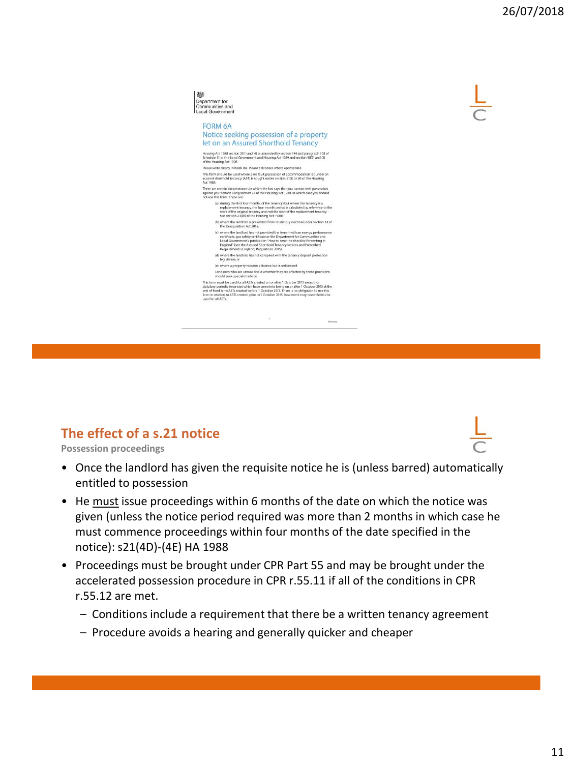Department for Communities and Local Government

FORM 6A
Notice seeking possession of a property let on an Assured Shorthold Tenancy

Housing Act 1988 section 21(1) and (4) as amended by section 194 and paragraph 103 of Schedule 11 to the Local Government and Housing Act 1989 and section 98(2) and (3) of the Housing Act 1996

Please write clearly in black ink. Please tick boxes where appropriate.

This form should be used where a no fault possession of accommodation let under an assured shorthold tenancy (AST) is sought under section 21(1) or (4) of the Housing Act 1988.

There are certain circumstances in which the law says that you cannot seek possession against your tenant using section 21 of the Housing Act 1988, in which case you should not use this form. These are:

(a) during the first four months of the tenancy (but where the tenancy is a replacement tenancy, the four month period is calculated by reference to the start of the original tenancy and not the start of the replacement tenancy – see section 21(4B) of the Housing Act 1988);

(b) where the landlord is prevented from retaliatory eviction under section 33 of the Deregulation Act 2015;

(c) where the landlord has not provided the tenant with an energy performance certificate, gas safety certificate or the Department for Communities and Local Government's publication "How to rent: the checklist for renting in England" (see the Assured Shorthold Tenancy Notices and Prescribed Requirements (England) Regulations 2015);

(d) where the landlord has not complied with the tenancy deposit protection legislation; or

(e) where a property requires a licence but is unlicensed.

Landlords who are unsure about whether they are affected by these provisions should seek specialist advice.

This form must be used for all ASTs created on or after 1 October 2015 except for statutory periodic tenancies which have come into being on or after 1 October 2015 at the end of fixed term ASTs created before 1 October 2015. There is no obligation to use this form in relation to ASTs created prior to 1 October 2015, however it may nevertheless be used for all ASTs.

## The effect of a s.21 notice

**Possession proceedings**

- Once the landlord has given the requisite notice he is (unless barred) automatically entitled to possession
- He must issue proceedings within 6 months of the date on which the notice was given (unless the notice period required was more than 2 months in which case he must commence proceedings within four months of the date specified in the notice): s21(4D)-(4E) HA 1988
- Proceedings must be brought under CPR Part 55 and may be brought under the accelerated possession procedure in CPR r.55.11 if all of the conditions in CPR r.55.12 are met.
  - Conditions include a requirement that there be a written tenancy agreement
  - Procedure avoids a hearing and generally quicker and cheaper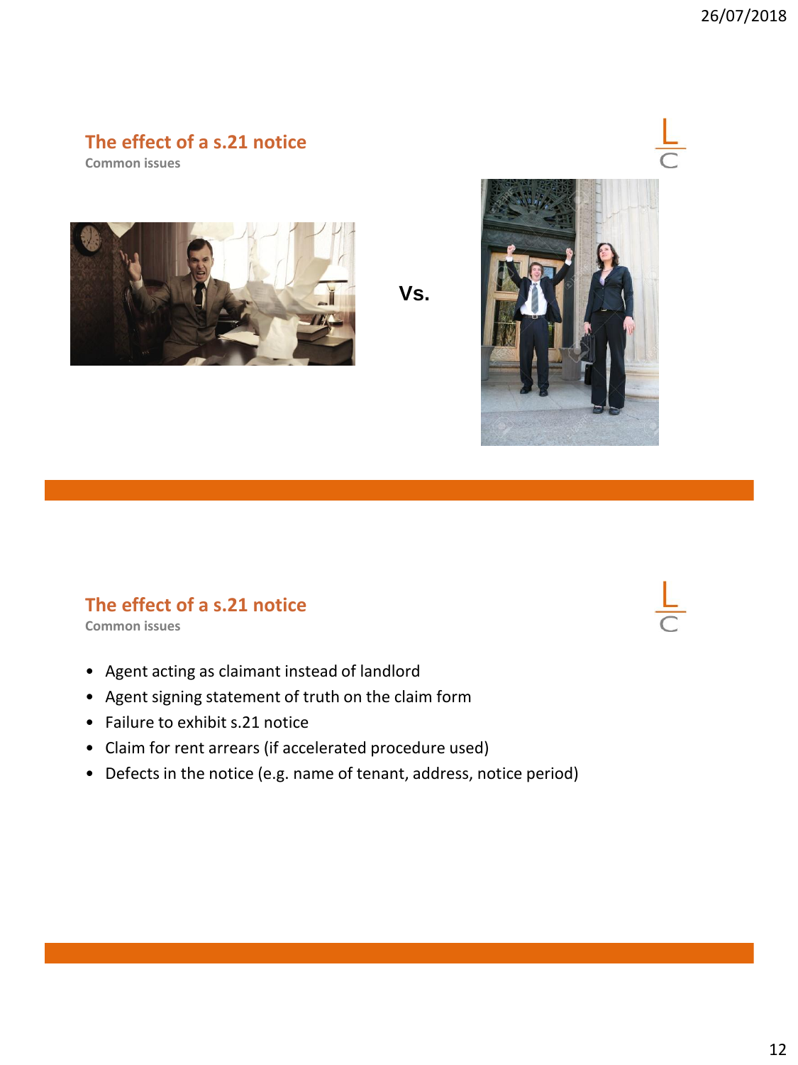## The effect of a s.21 notice

### Common issues

Vs.

## The effect of a s.21 notice

### Common issues

- Agent acting as claimant instead of landlord
- Agent signing statement of truth on the claim form
- Failure to exhibit s.21 notice
- Claim for rent arrears (if accelerated procedure used)
- Defects in the notice (e.g. name of tenant, address, notice period)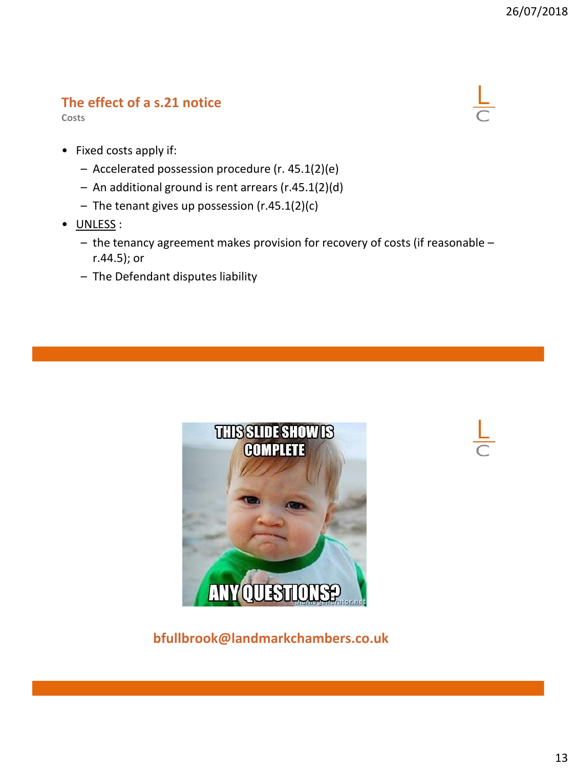## The effect of a s.21 notice

**Costs**

- Fixed costs apply if:
  - Accelerated possession procedure (r. 45.1(2)(e)
  - An additional ground is rent arrears (r.45.1(2)(d)
  - The tenant gives up possession (r.45.1(2)(c)
- UNLESS :
  - the tenancy agreement makes provision for recovery of costs (if reasonable – r.44.5); or
  - The Defendant disputes liability

**bfullbrook@landmarkchambers.co.uk**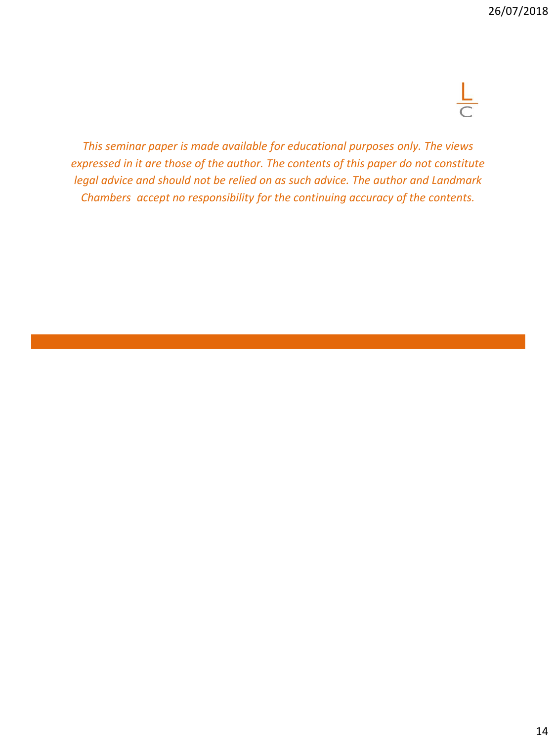*This seminar paper is made available for educational purposes only. The views expressed in it are those of the author. The contents of this paper do not constitute legal advice and should not be relied on as such advice. The author and Landmark Chambers accept no responsibility for the continuing accuracy of the contents.*